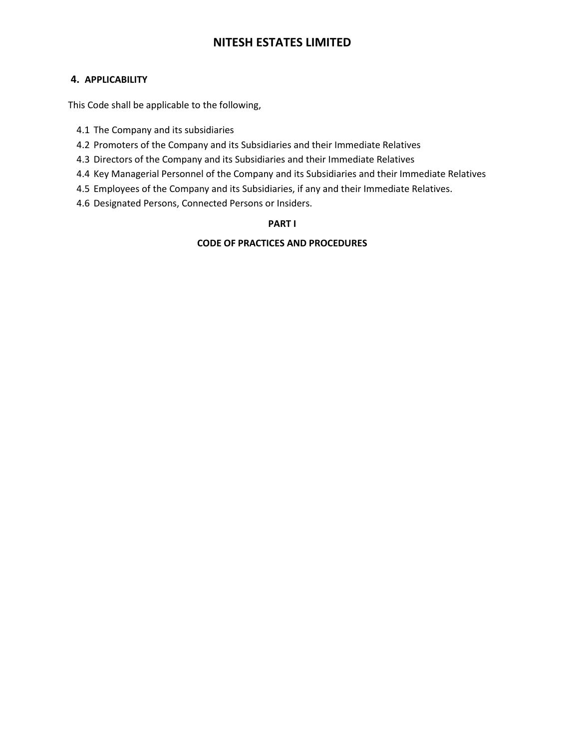## 4. APPLICABILITY

This Code shall be applicable to the following,

4.1 The Company and its subsidiaries

4.2 Promoters of the Company and its Subsidiaries and their Immediate Relatives

4.3 Directors of the Company and its Subsidiaries and their Immediate Relatives

4.4 Key Managerial Personnel of the Company and its Subsidiaries and their Immediate Relatives

4.5 Employees of the Company and its Subsidiaries, if any and their Immediate Relatives.

4.6 Designated Persons, Connected Persons or Insiders.

## PART I

## CODE OF PRACTICES AND PROCEDURES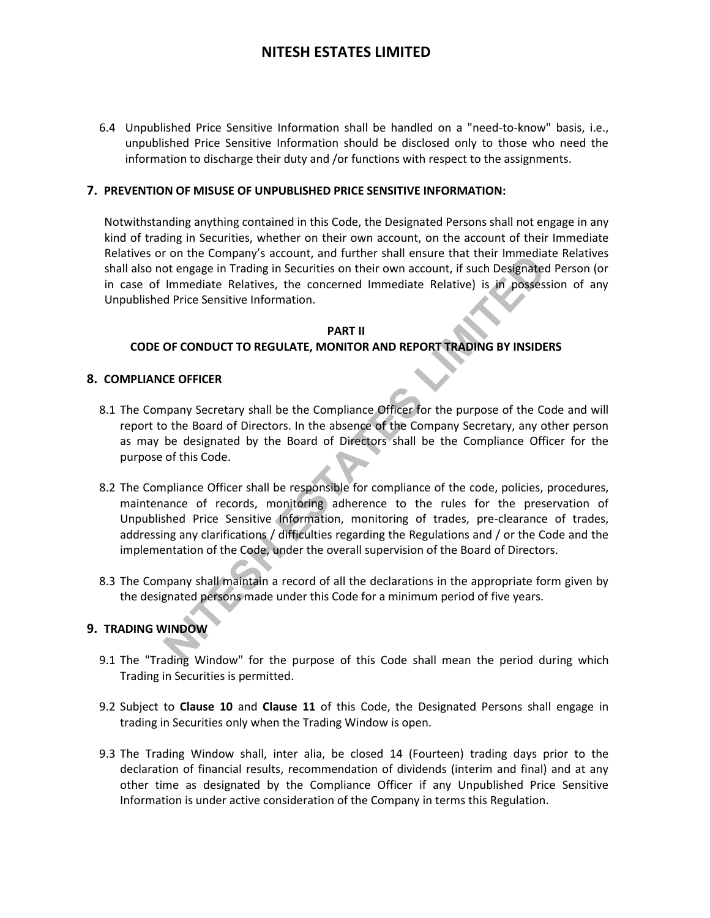6.4 Unpublished Price Sensitive Information shall be handled on a "need-to-know" basis, i.e., unpublished Price Sensitive Information should be disclosed only to those who need the information to discharge their duty and /or functions with respect to the assignments.

## 7. PREVENTION OF MISUSE OF UNPUBLISHED PRICE SENSITIVE INFORMATION:

Notwithstanding anything contained in this Code, the Designated Persons shall not engage in any kind of trading in Securities, whether on their own account, on the account of their Immediate Relatives or on the Company's account, and further shall ensure that their Immediate Relatives shall also not engage in Trading in Securities on their own account, if such Designated Person (or in case of Immediate Relatives, the concerned Immediate Relative) is in possession of any Unpublished Price Sensitive Information.

# PART II
# CODE OF CONDUCT TO REGULATE, MONITOR AND REPORT TRADING BY INSIDERS

## 8. COMPLIANCE OFFICER

8.1 The Company Secretary shall be the Compliance Officer for the purpose of the Code and will report to the Board of Directors. In the absence of the Company Secretary, any other person as may be designated by the Board of Directors shall be the Compliance Officer for the purpose of this Code.

8.2 The Compliance Officer shall be responsible for compliance of the code, policies, procedures, maintenance of records, monitoring adherence to the rules for the preservation of Unpublished Price Sensitive Information, monitoring of trades, pre-clearance of trades, addressing any clarifications / difficulties regarding the Regulations and / or the Code and the implementation of the Code, under the overall supervision of the Board of Directors.

8.3 The Company shall maintain a record of all the declarations in the appropriate form given by the designated persons made under this Code for a minimum period of five years.

## 9. TRADING WINDOW

9.1 The "Trading Window" for the purpose of this Code shall mean the period during which Trading in Securities is permitted.

9.2 Subject to **Clause 10** and **Clause 11** of this Code, the Designated Persons shall engage in trading in Securities only when the Trading Window is open.

9.3 The Trading Window shall, inter alia, be closed 14 (Fourteen) trading days prior to the declaration of financial results, recommendation of dividends (interim and final) and at any other time as designated by the Compliance Officer if any Unpublished Price Sensitive Information is under active consideration of the Company in terms this Regulation.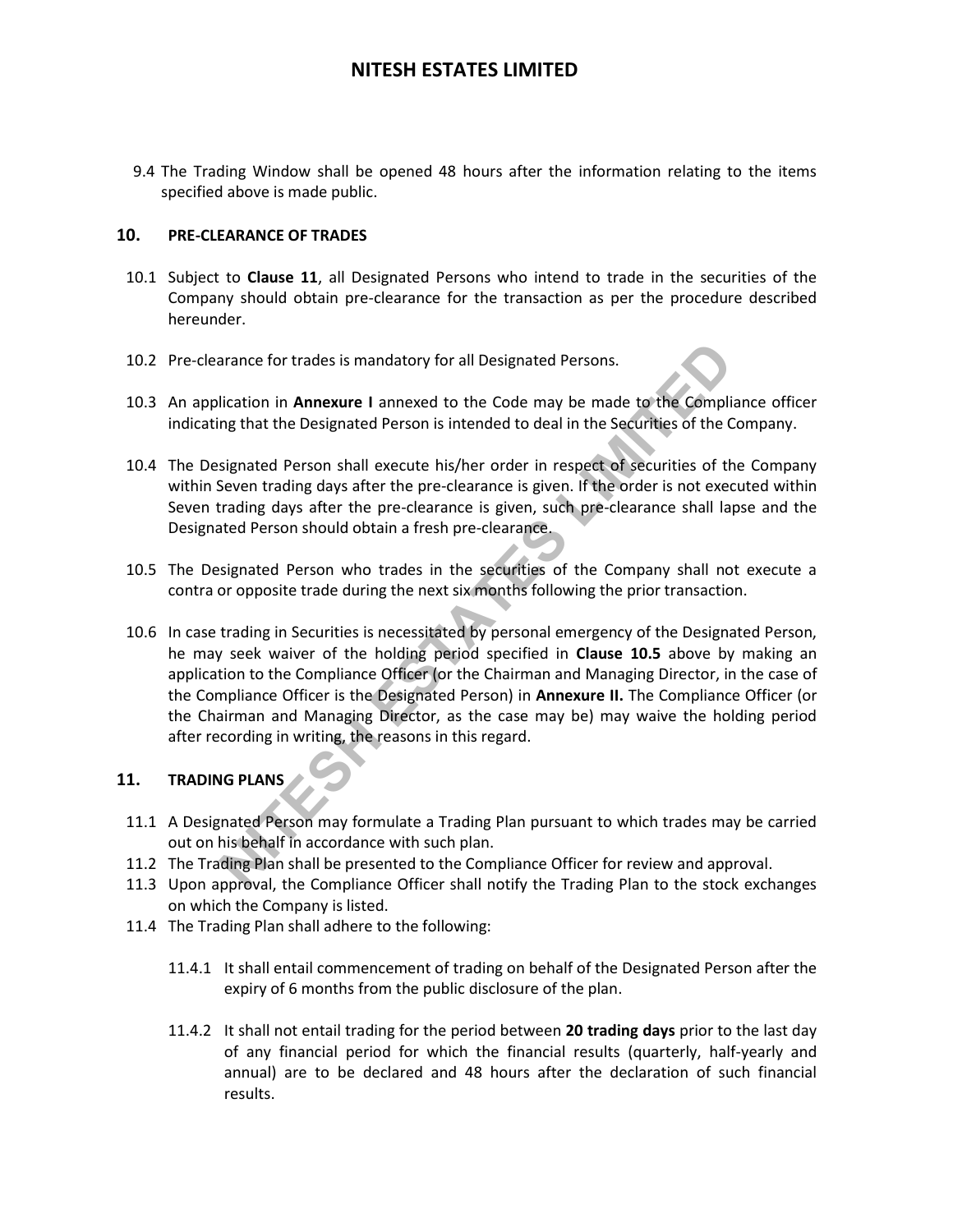9.4 The Trading Window shall be opened 48 hours after the information relating to the items specified above is made public.

## 10. PRE-CLEARANCE OF TRADES

10.1 Subject to **Clause 11**, all Designated Persons who intend to trade in the securities of the Company should obtain pre-clearance for the transaction as per the procedure described hereunder.

10.2 Pre-clearance for trades is mandatory for all Designated Persons.

10.3 An application in **Annexure I** annexed to the Code may be made to the Compliance officer indicating that the Designated Person is intended to deal in the Securities of the Company.

10.4 The Designated Person shall execute his/her order in respect of securities of the Company within Seven trading days after the pre-clearance is given. If the order is not executed within Seven trading days after the pre-clearance is given, such pre-clearance shall lapse and the Designated Person should obtain a fresh pre-clearance.

10.5 The Designated Person who trades in the securities of the Company shall not execute a contra or opposite trade during the next six months following the prior transaction.

10.6 In case trading in Securities is necessitated by personal emergency of the Designated Person, he may seek waiver of the holding period specified in **Clause 10.5** above by making an application to the Compliance Officer (or the Chairman and Managing Director, in the case of the Compliance Officer is the Designated Person) in **Annexure II.** The Compliance Officer (or the Chairman and Managing Director, as the case may be) may waive the holding period after recording in writing, the reasons in this regard.

## 11. TRADING PLANS

11.1 A Designated Person may formulate a Trading Plan pursuant to which trades may be carried out on his behalf in accordance with such plan.

11.2 The Trading Plan shall be presented to the Compliance Officer for review and approval.

11.3 Upon approval, the Compliance Officer shall notify the Trading Plan to the stock exchanges on which the Company is listed.

11.4 The Trading Plan shall adhere to the following:

11.4.1 It shall entail commencement of trading on behalf of the Designated Person after the expiry of 6 months from the public disclosure of the plan.

11.4.2 It shall not entail trading for the period between **20 trading days** prior to the last day of any financial period for which the financial results (quarterly, half-yearly and annual) are to be declared and 48 hours after the declaration of such financial results.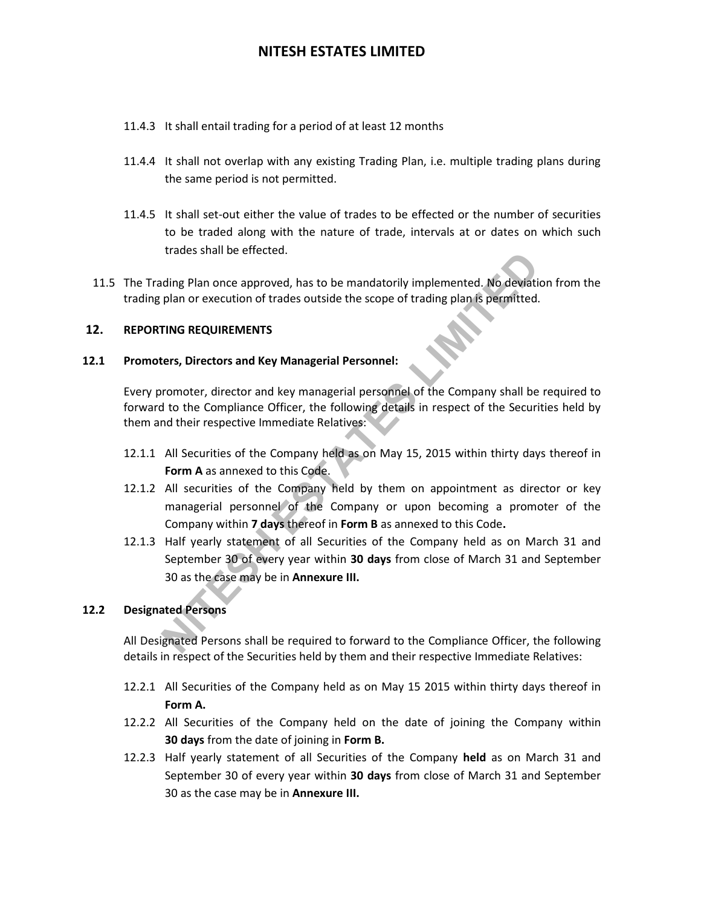11.4.3 It shall entail trading for a period of at least 12 months

11.4.4 It shall not overlap with any existing Trading Plan, i.e. multiple trading plans during the same period is not permitted.

11.4.5 It shall set-out either the value of trades to be effected or the number of securities to be traded along with the nature of trade, intervals at or dates on which such trades shall be effected.

11.5 The Trading Plan once approved, has to be mandatorily implemented. No deviation from the trading plan or execution of trades outside the scope of trading plan is permitted.

## 12. REPORTING REQUIREMENTS

### 12.1 Promoters, Directors and Key Managerial Personnel:

Every promoter, director and key managerial personnel of the Company shall be required to forward to the Compliance Officer, the following details in respect of the Securities held by them and their respective Immediate Relatives:

12.1.1 All Securities of the Company held as on May 15, 2015 within thirty days thereof in **Form A** as annexed to this Code.

12.1.2 All securities of the Company held by them on appointment as director or key managerial personnel of the Company or upon becoming a promoter of the Company within **7 days** thereof in **Form B** as annexed to this Code**.**

12.1.3 Half yearly statement of all Securities of the Company held as on March 31 and September 30 of every year within **30 days** from close of March 31 and September 30 as the case may be in **Annexure III.**

### 12.2 Designated Persons

All Designated Persons shall be required to forward to the Compliance Officer, the following details in respect of the Securities held by them and their respective Immediate Relatives:

12.2.1 All Securities of the Company held as on May 15 2015 within thirty days thereof in **Form A.**

12.2.2 All Securities of the Company held on the date of joining the Company within **30 days** from the date of joining in **Form B.**

12.2.3 Half yearly statement of all Securities of the Company **held** as on March 31 and September 30 of every year within **30 days** from close of March 31 and September 30 as the case may be in **Annexure III.**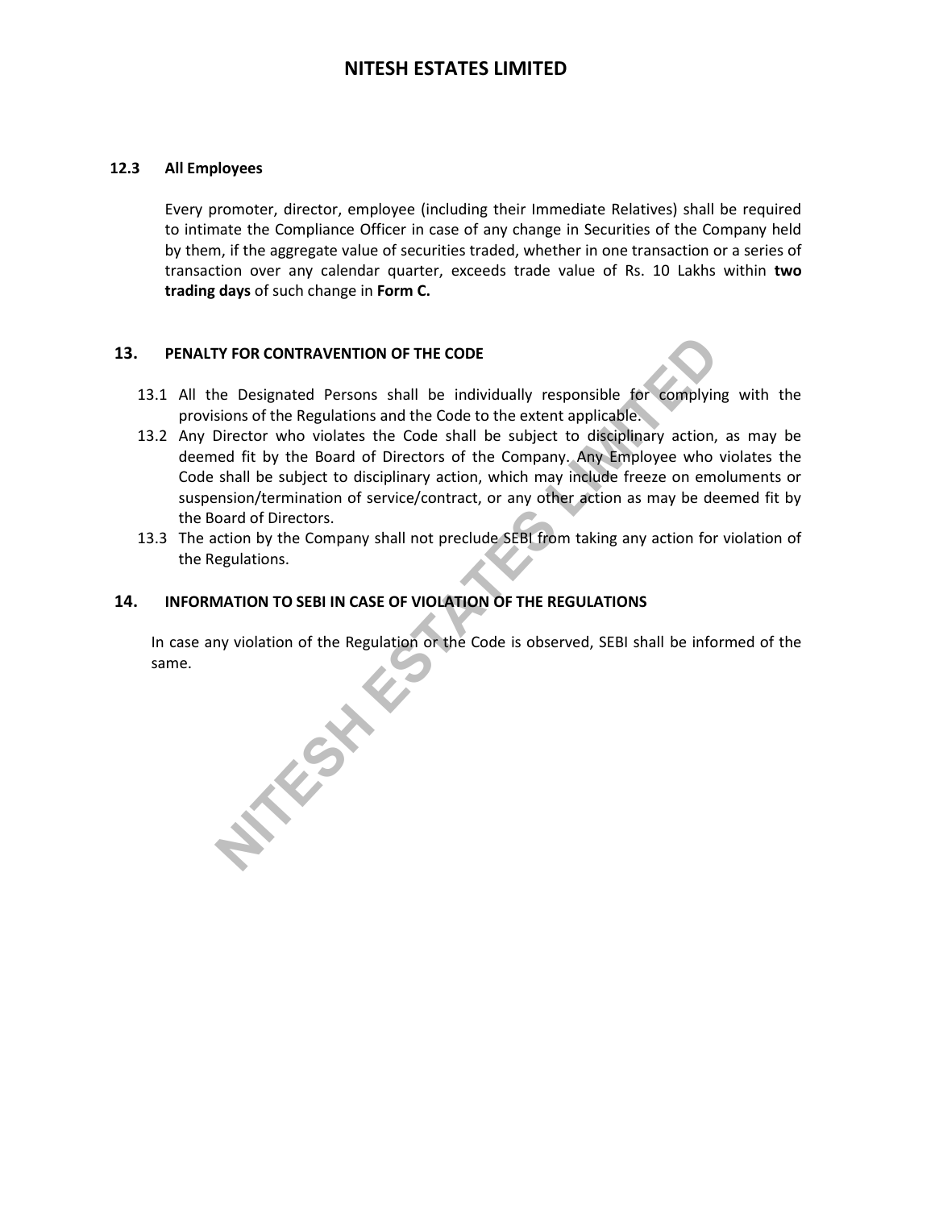### 12.3 All Employees

Every promoter, director, employee (including their Immediate Relatives) shall be required to intimate the Compliance Officer in case of any change in Securities of the Company held by them, if the aggregate value of securities traded, whether in one transaction or a series of transaction over any calendar quarter, exceeds trade value of Rs. 10 Lakhs within **two trading days** of such change in **Form C.**

## 13. PENALTY FOR CONTRAVENTION OF THE CODE

13.1 All the Designated Persons shall be individually responsible for complying with the provisions of the Regulations and the Code to the extent applicable.

13.2 Any Director who violates the Code shall be subject to disciplinary action, as may be deemed fit by the Board of Directors of the Company. Any Employee who violates the Code shall be subject to disciplinary action, which may include freeze on emoluments or suspension/termination of service/contract, or any other action as may be deemed fit by the Board of Directors.

13.3 The action by the Company shall not preclude SEBI from taking any action for violation of the Regulations.

## 14. INFORMATION TO SEBI IN CASE OF VIOLATION OF THE REGULATIONS

In case any violation of the Regulation or the Code is observed, SEBI shall be informed of the same.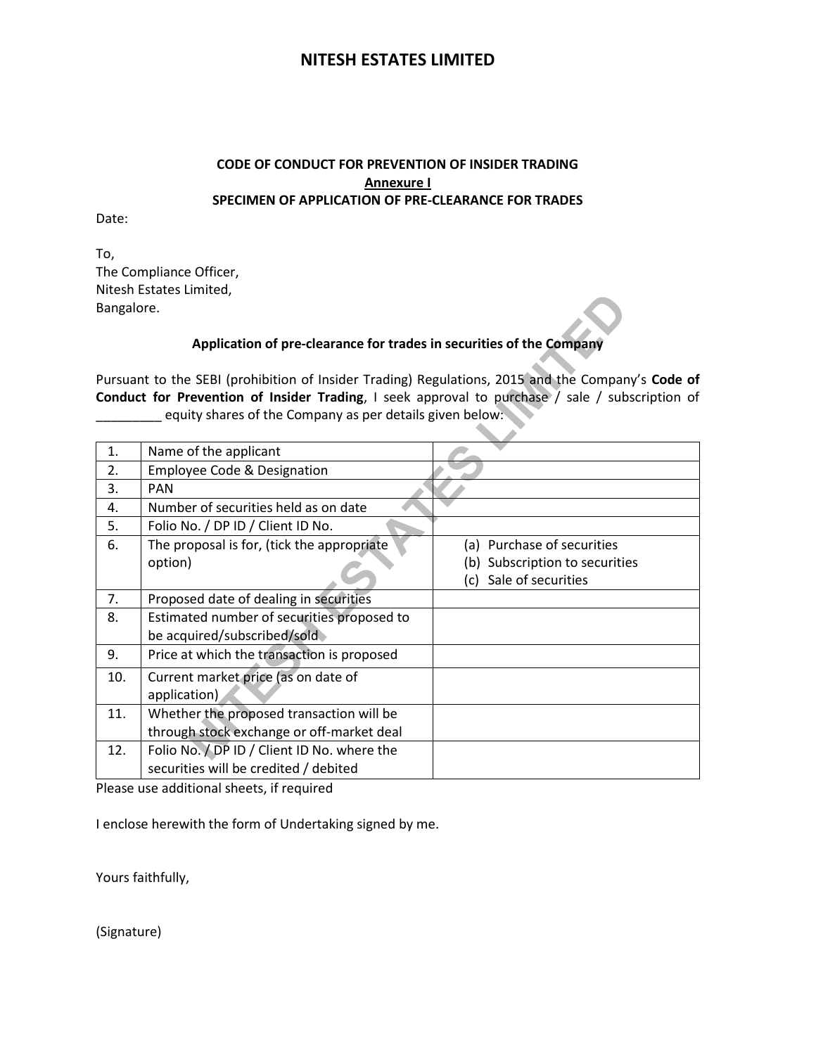# NITESH ESTATES LIMITED

**CODE OF CONDUCT FOR PREVENTION OF INSIDER TRADING**

**Annexure I**

**SPECIMEN OF APPLICATION OF PRE-CLEARANCE FOR TRADES**

Date:

To,
The Compliance Officer,
Nitesh Estates Limited,
Bangalore.

**Application of pre-clearance for trades in securities of the Company**

Pursuant to the SEBI (prohibition of Insider Trading) Regulations, 2015 and the Company's **Code of Conduct for Prevention of Insider Trading**, I seek approval to purchase / sale / subscription of _________ equity shares of the Company as per details given below:

| | | |
|---|---|---|
| 1. | Name of the applicant | |
| 2. | Employee Code & Designation | |
| 3. | PAN | |
| 4. | Number of securities held as on date | |
| 5. | Folio No. / DP ID / Client ID No. | |
| 6. | The proposal is for, (tick the appropriate option) | (a) Purchase of securities<br>(b) Subscription to securities<br>(c) Sale of securities |
| 7. | Proposed date of dealing in securities | |
| 8. | Estimated number of securities proposed to be acquired/subscribed/sold | |
| 9. | Price at which the transaction is proposed | |
| 10. | Current market price (as on date of application) | |
| 11. | Whether the proposed transaction will be through stock exchange or off-market deal | |
| 12. | Folio No. / DP ID / Client ID No. where the securities will be credited / debited | |

Please use additional sheets, if required

I enclose herewith the form of Undertaking signed by me.

Yours faithfully,

(Signature)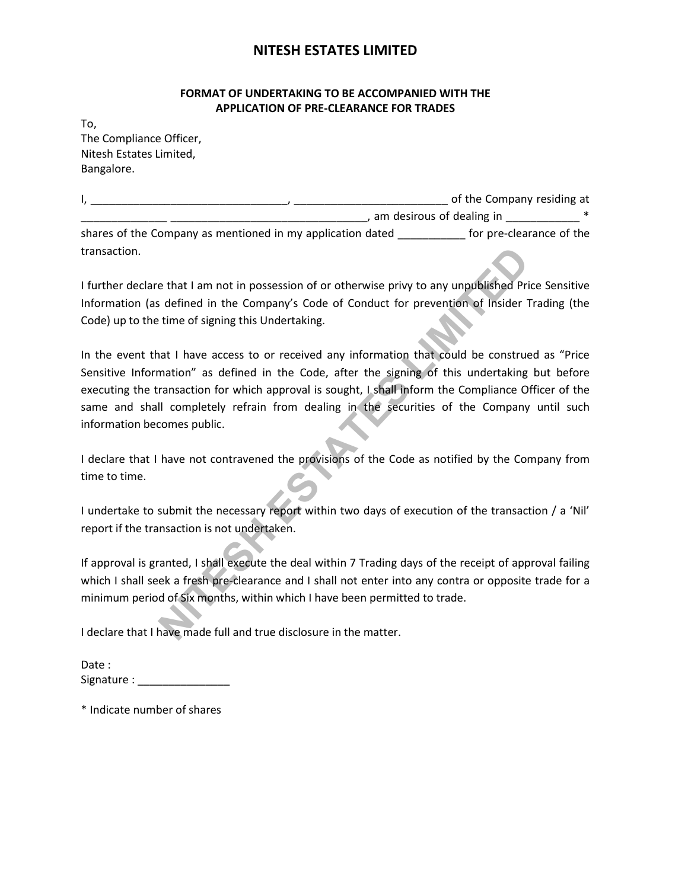# NITESH ESTATES LIMITED

### FORMAT OF UNDERTAKING TO BE ACCOMPANIED WITH THE APPLICATION OF PRE-CLEARANCE FOR TRADES

To,
The Compliance Officer,
Nitesh Estates Limited,
Bangalore.

I, _______________________________, ________________________ of the Company residing at _____________ ________________________________, am desirous of dealing in ___________ * shares of the Company as mentioned in my application dated __________ for pre-clearance of the transaction.

I further declare that I am not in possession of or otherwise privy to any unpublished Price Sensitive Information (as defined in the Company's Code of Conduct for prevention of Insider Trading (the Code) up to the time of signing this Undertaking.

In the event that I have access to or received any information that could be construed as "Price Sensitive Information" as defined in the Code, after the signing of this undertaking but before executing the transaction for which approval is sought, I shall inform the Compliance Officer of the same and shall completely refrain from dealing in the securities of the Company until such information becomes public.

I declare that I have not contravened the provisions of the Code as notified by the Company from time to time.

I undertake to submit the necessary report within two days of execution of the transaction / a 'Nil' report if the transaction is not undertaken.

If approval is granted, I shall execute the deal within 7 Trading days of the receipt of approval failing which I shall seek a fresh pre-clearance and I shall not enter into any contra or opposite trade for a minimum period of Six months, within which I have been permitted to trade.

I declare that I have made full and true disclosure in the matter.

Date :
Signature : _______________

* Indicate number of shares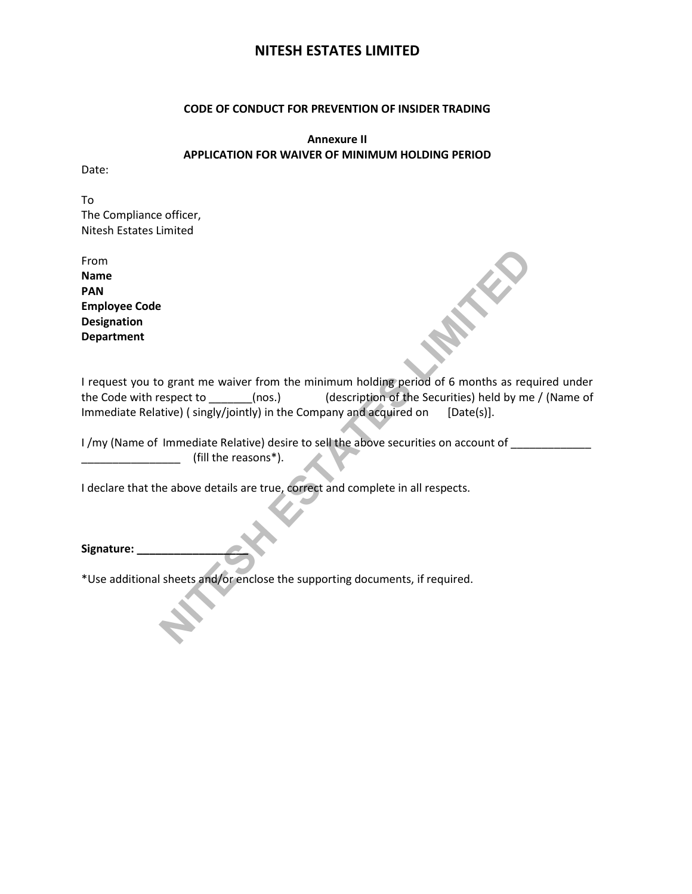# NITESH ESTATES LIMITED

**CODE OF CONDUCT FOR PREVENTION OF INSIDER TRADING**

**Annexure II**
**APPLICATION FOR WAIVER OF MINIMUM HOLDING PERIOD**

Date:

To
The Compliance officer,
Nitesh Estates Limited

From
**Name**
**PAN**
**Employee Code**
**Designation**
**Department**

I request you to grant me waiver from the minimum holding period of 6 months as required under the Code with respect to _______(nos.) (description of the Securities) held by me / (Name of Immediate Relative) ( singly/jointly) in the Company and acquired on [Date(s)].

I /my (Name of Immediate Relative) desire to sell the above securities on account of _____________ ________________ (fill the reasons*).

I declare that the above details are true, correct and complete in all respects.

**Signature: _________________**

*Use additional sheets and/or enclose the supporting documents, if required.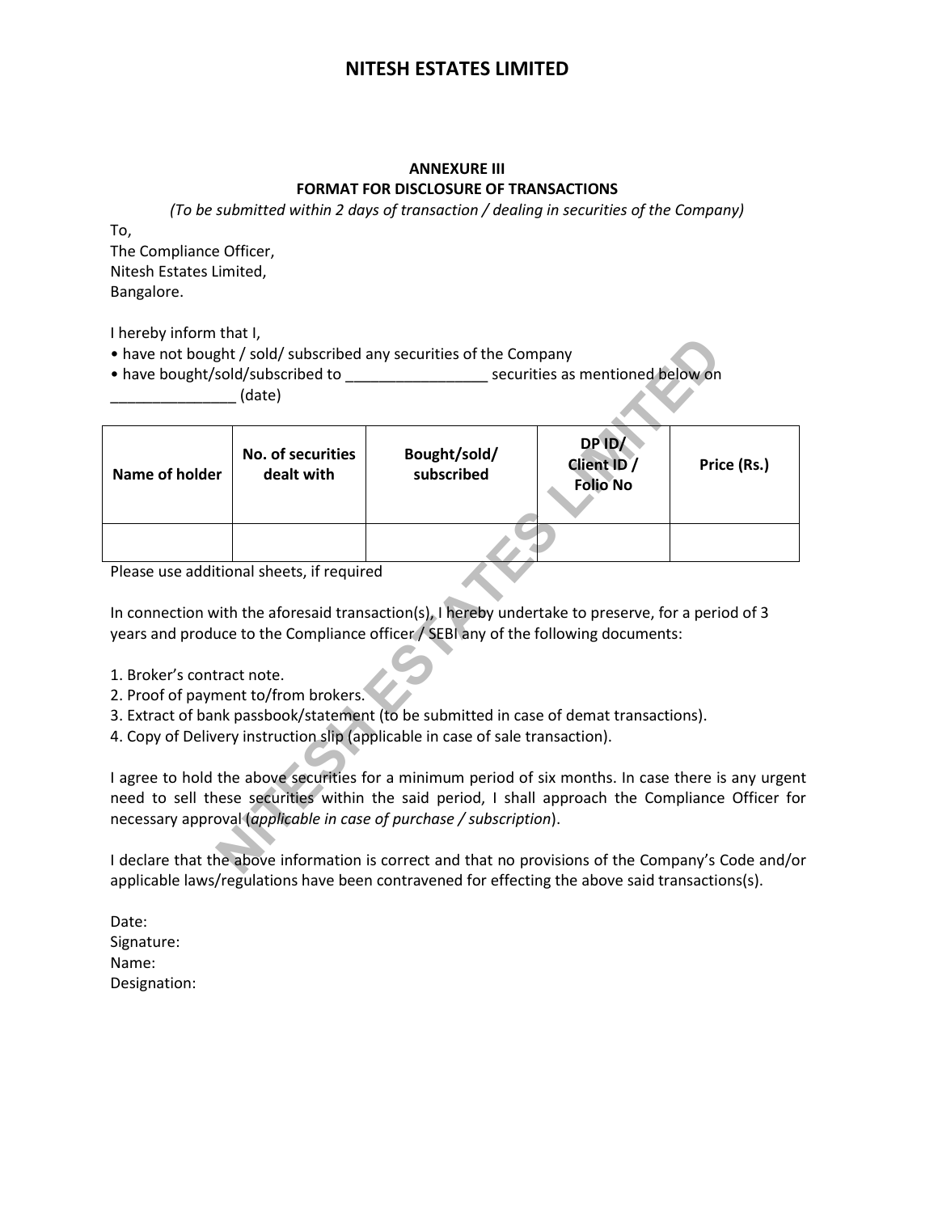# NITESH ESTATES LIMITED

**ANNEXURE III**
**FORMAT FOR DISCLOSURE OF TRANSACTIONS**

*(To be submitted within 2 days of transaction / dealing in securities of the Company)*

To,
The Compliance Officer,
Nitesh Estates Limited,
Bangalore.

I hereby inform that I,

- have not bought / sold/ subscribed any securities of the Company
- have bought/sold/subscribed to _________________ securities as mentioned below on _______________ (date)

| Name of holder | No. of securities dealt with | Bought/sold/ subscribed | DP ID/ Client ID / Folio No | Price (Rs.) |
|---|---|---|---|---|
| | | | | |

Please use additional sheets, if required

In connection with the aforesaid transaction(s), I hereby undertake to preserve, for a period of 3 years and produce to the Compliance officer / SEBI any of the following documents:

1. Broker's contract note.
2. Proof of payment to/from brokers.
3. Extract of bank passbook/statement (to be submitted in case of demat transactions).
4. Copy of Delivery instruction slip (applicable in case of sale transaction).

I agree to hold the above securities for a minimum period of six months. In case there is any urgent need to sell these securities within the said period, I shall approach the Compliance Officer for necessary approval (*applicable in case of purchase / subscription*).

I declare that the above information is correct and that no provisions of the Company's Code and/or applicable laws/regulations have been contravened for effecting the above said transactions(s).

Date:
Signature:
Name:
Designation: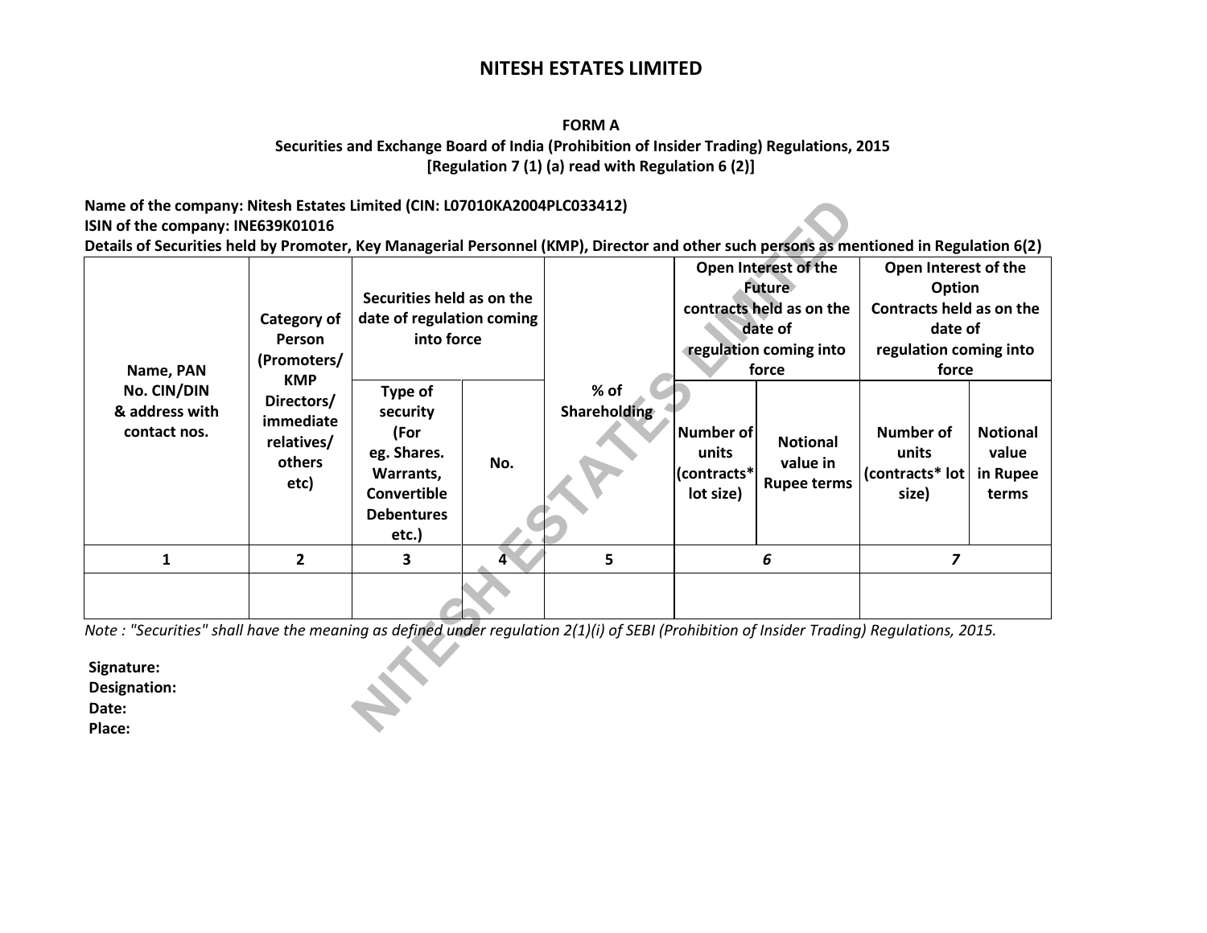# NITESH ESTATES LIMITED

**FORM A**
**Securities and Exchange Board of India (Prohibition of Insider Trading) Regulations, 2015**
**[Regulation 7 (1) (a) read with Regulation 6 (2)]**

**Name of the company: Nitesh Estates Limited (CIN: L07010KA2004PLC033412)**
**ISIN of the company: INE639K01016**
**Details of Securities held by Promoter, Key Managerial Personnel (KMP), Director and other such persons as mentioned in Regulation 6(2)**

| Name, PAN No. CIN/DIN & address with contact nos. | Category of Person (Promoters/ KMP Directors/ immediate relatives/ others etc) | Securities held as on the date of regulation coming into force | | % of Shareholding | Open Interest of the Future contracts held as on the date of regulation coming into force | | Open Interest of the Option Contracts held as on the date of regulation coming into force | |
|---|---|---|---|---|---|---|---|---|
| | | Type of security (For eg. Shares. Warrants, Convertible Debentures etc.) | No. | | Number of units (contracts* lot size) | Notional value in Rupee terms | Number of units (contracts* lot size) | Notional value in Rupee terms |
| 1 | 2 | 3 | 4 | 5 | *6* | | *7* | |
| | | | | | | | | |

*Note : "Securities" shall have the meaning as defined under regulation 2(1)(i) of SEBI (Prohibition of Insider Trading) Regulations, 2015.*

**Signature:**
**Designation:**
**Date:**
**Place:**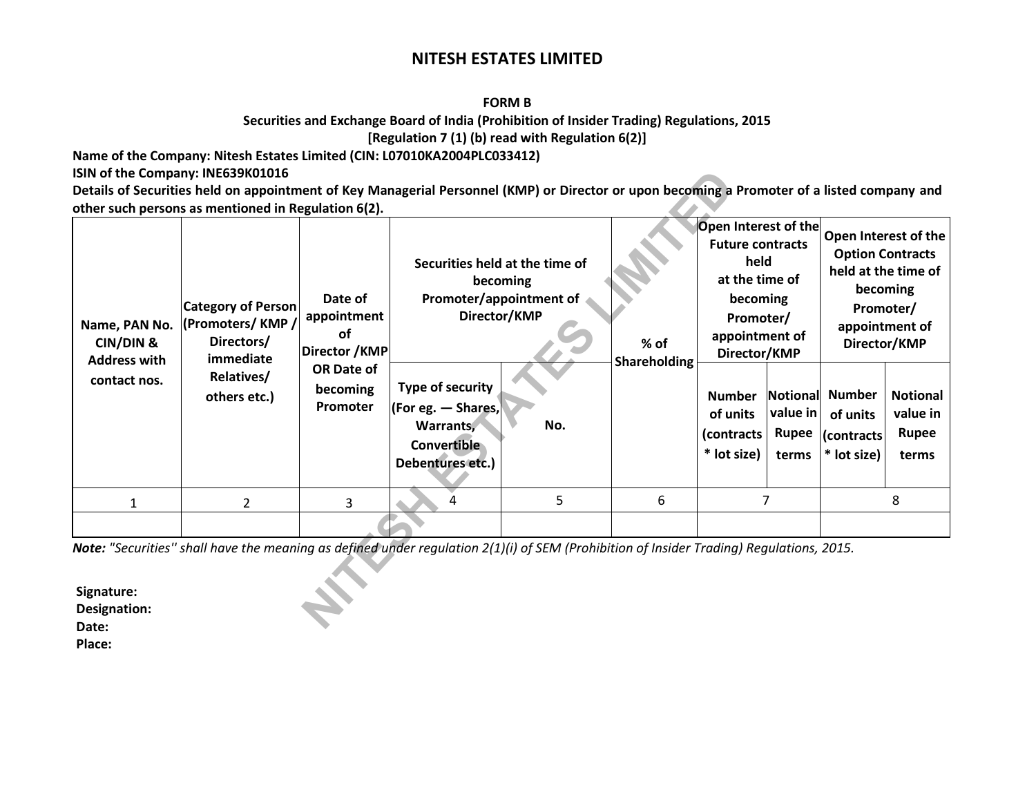# NITESH ESTATES LIMITED

**FORM B**

**Securities and Exchange Board of India (Prohibition of Insider Trading) Regulations, 2015**

**[Regulation 7 (1) (b) read with Regulation 6(2)]**

**Name of the Company: Nitesh Estates Limited (CIN: L07010KA2004PLC033412)**

**ISIN of the Company: INE639K01016**

**Details of Securities held on appointment of Key Managerial Personnel (KMP) or Director or upon becoming a Promoter of a listed company and other such persons as mentioned in Regulation 6(2).**

| Name, PAN No. CIN/DIN & Address with contact nos. | Category of Person (Promoters/ KMP / Directors/ immediate Relatives/ others etc.) | Date of appointment of Director /KMP OR Date of becoming Promoter | Securities held at the time of becoming Promoter/appointment of Director/KMP | | % of Shareholding | Open Interest of the Future contracts held at the time of becoming Promoter/ appointment of Director/KMP | | Open Interest of the Option Contracts held at the time of becoming Promoter/ appointment of Director/KMP | |
|---|---|---|---|---|---|---|---|---|---|
| | | | Type of security (For eg. — Shares, Warrants, Convertible Debentures etc.) | No. | | Number of units (contracts * lot size) | Notional value in Rupee terms | Number of units (contracts * lot size) | Notional value in Rupee terms |
| 1 | 2 | 3 | 4 | 5 | 6 | 7 | | 8 | |
| | | | | | | | | | |

***Note:*** *"Securities'' shall have the meaning as defined under regulation 2(1)(i) of SEM (Prohibition of Insider Trading) Regulations, 2015.*

**Signature:**
**Designation:**
**Date:**
**Place:**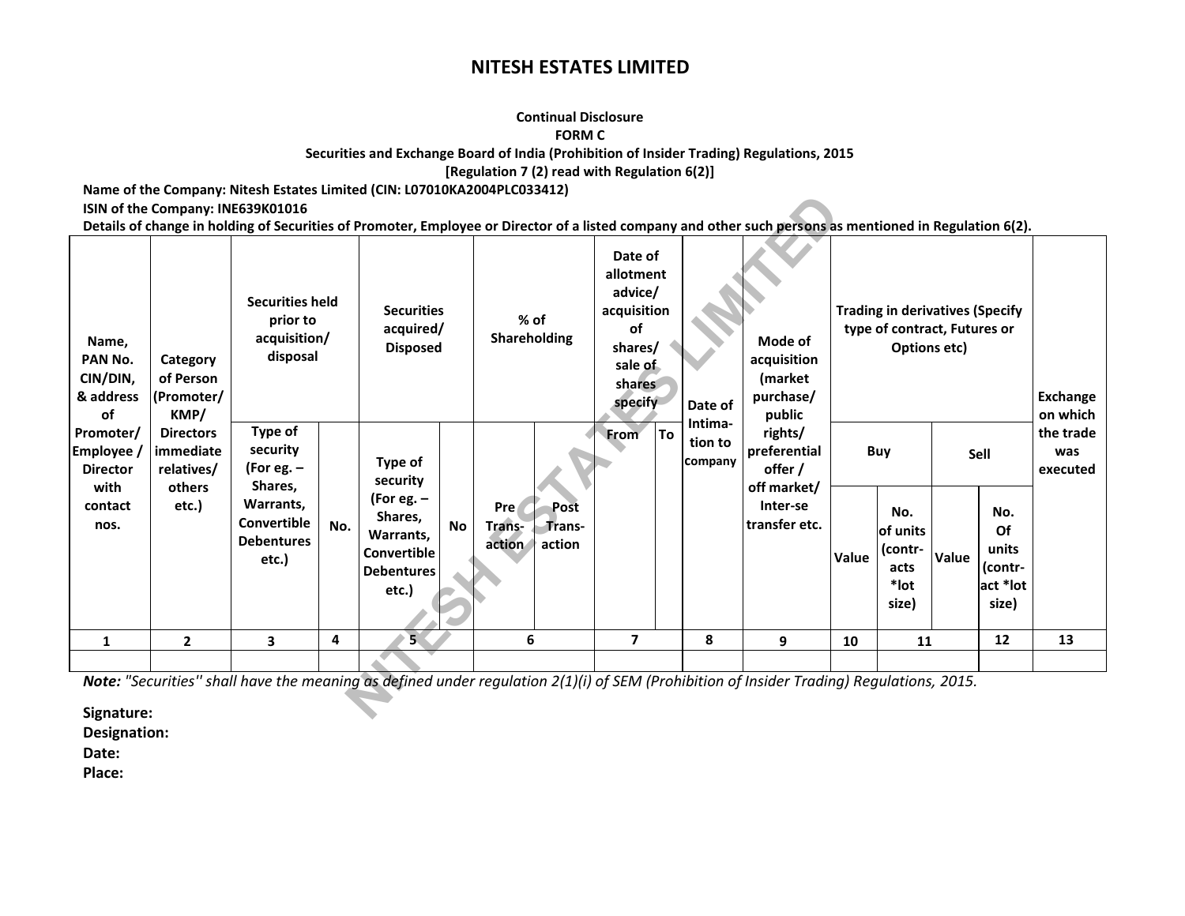# NITESH ESTATES LIMITED

**Continual Disclosure**
**FORM C**
**Securities and Exchange Board of India (Prohibition of Insider Trading) Regulations, 2015**
**[Regulation 7 (2) read with Regulation 6(2)]**

**Name of the Company: Nitesh Estates Limited (CIN: L07010KA2004PLC033412)**
**ISIN of the Company: INE639K01016**
**Details of change in holding of Securities of Promoter, Employee or Director of a listed company and other such persons as mentioned in Regulation 6(2).**

| Name, PAN No. CIN/DIN, & address of Promoter/ Employee / Director with contact nos. | Category of Person (Promoter/ KMP/ Directors immediate relatives/ others etc.) | Securities held prior to acquisition/ disposal | | Securities acquired/ Disposed | | % of Shareholding | | Date of allotment advice/ acquisition of shares/ sale of shares specify | | Date of Intima-tion to company | Mode of acquisition (market purchase/ public rights/ preferential offer / off market/ Inter-se transfer etc. | Trading in derivatives (Specify type of contract, Futures or Options etc) | | | | Exchange on which the trade was executed |
|---|---|---|---|---|---|---|---|---|---|---|---|---|---|---|---|---|
| | | Type of security (For eg. – Shares, Warrants, Convertible Debentures etc.) | No. | Type of security (For eg. – Shares, Warrants, Convertible Debentures etc.) | No | Pre Trans-action | Post Trans-action | From | To | | | Buy | | Sell | | |
| | | | | | | | | | | | | Value | No. of units (contr-acts *lot size) | Value | No. Of units (contr-act *lot size) | |
| 1 | 2 | 3 | 4 | 5 | | 6 | | 7 | | 8 | 9 | 10 | 11 | | 12 | 13 |
| | | | | | | | | | | | | | | | | |

***Note:*** *"Securities'' shall have the meaning as defined under regulation 2(1)(i) of SEM (Prohibition of Insider Trading) Regulations, 2015.*

**Signature:**
**Designation:**
**Date:**
**Place:**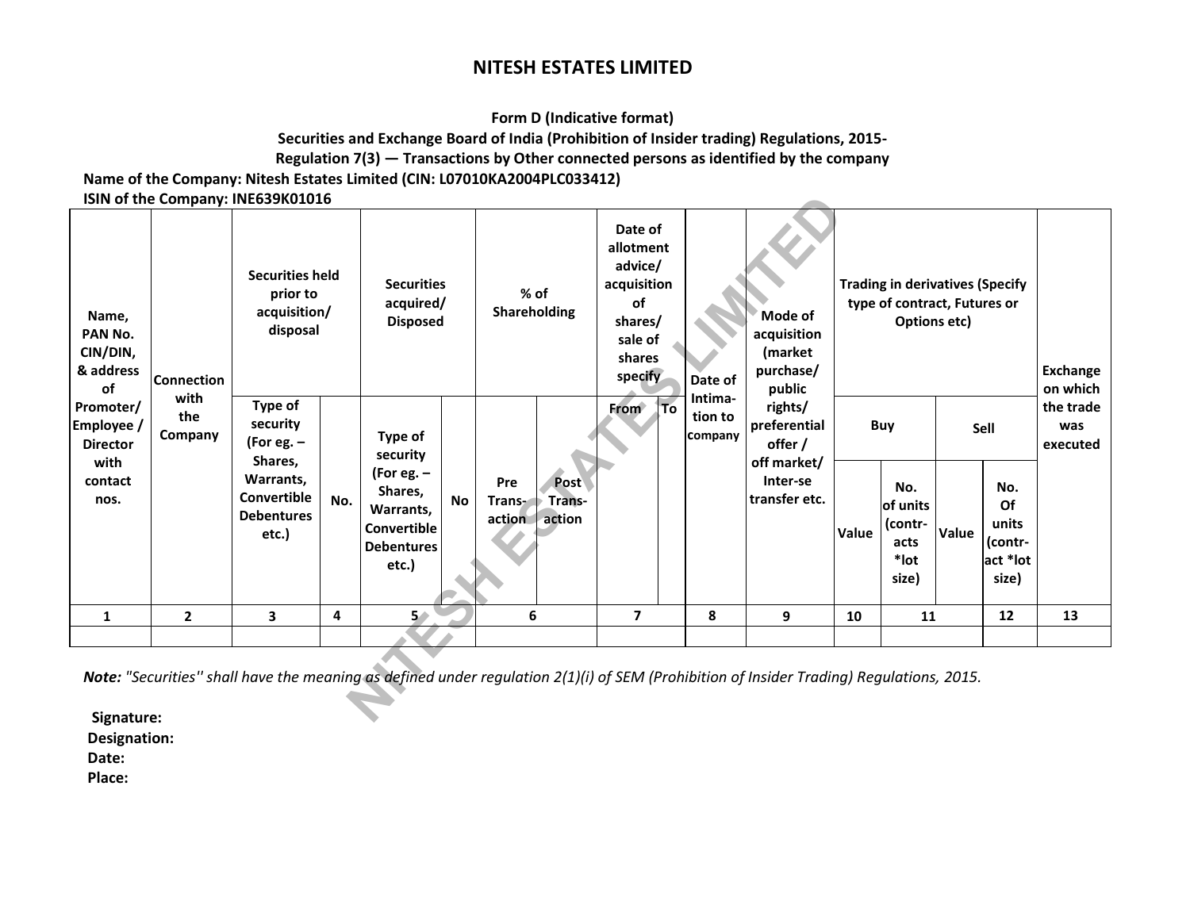# NITESH ESTATES LIMITED

**Form D (Indicative format)**

**Securities and Exchange Board of India (Prohibition of Insider trading) Regulations, 2015-**

**Regulation 7(3) — Transactions by Other connected persons as identified by the company**

**Name of the Company: Nitesh Estates Limited (CIN: L07010KA2004PLC033412)**

**ISIN of the Company: INE639K01016**

| Name, PAN No. CIN/DIN, & address of Promoter/ Employee / Director with contact nos. | Connection with the Company | Securities held prior to acquisition/ disposal | | Securities acquired/ Disposed | | % of Shareholding | | Date of allotment advice/ acquisition of shares/ sale of shares specify | | Date of Intima-tion to company | Mode of acquisition (market purchase/ public rights/ preferential offer / off market/ Inter-se transfer etc. | Trading in derivatives (Specify type of contract, Futures or Options etc) | | | | Exchange on which the trade was executed |
|---|---|---|---|---|---|---|---|---|---|---|---|---|---|---|---|---|
| | | | | | | | | | | | | Buy | | Sell | | |
| | | Type of security (For eg. – Shares, Warrants, Convertible Debentures etc.) | No. | Type of security (For eg. – Shares, Warrants, Convertible Debentures etc.) | No | Pre Trans-action | Post Trans-action | From | To | | | Value | No. of units (contr-acts *lot size) | Value | No. Of units (contr-act *lot size) | |
| 1 | 2 | 3 | 4 | 5 | | 6 | | 7 | | 8 | 9 | 10 | 11 | | 12 | 13 |
| | | | | | | | | | | | | | | | | |

***Note:*** *"Securities'' shall have the meaning as defined under regulation 2(1)(i) of SEM (Prohibition of Insider Trading) Regulations, 2015.*

**Signature:**
**Designation:**
**Date:**
**Place:**